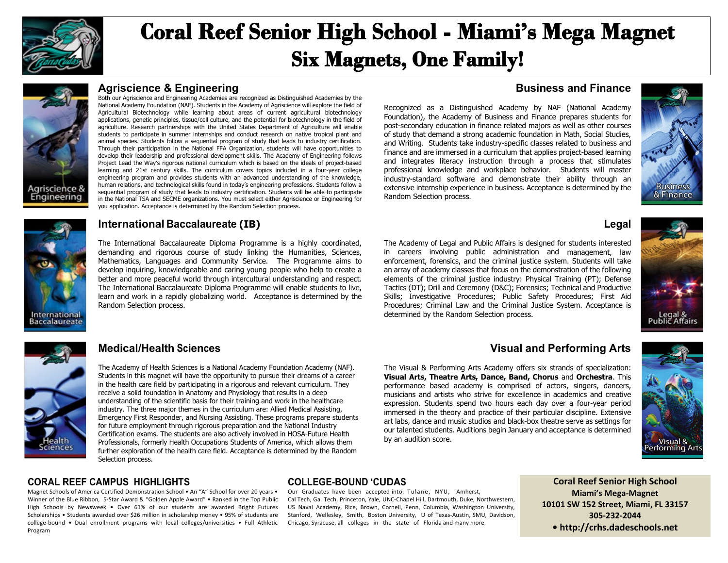# Coral Reef Senior High School - Miami's Mega Magnet

## Six Magnets, One Family!

### Agriscience & Engineering

Both our Agriscience and Engineering Academies are recognized as Distinguished Academies by the National Academy Foundation (NAF). Students in the Academy of Agriscience will explore the field of Agricultural Biotechnology while learning about areas of current agricultural biotechnology applications, genetic principles, tissue/cell culture, and the potential for biotechnology in the field of agriculture. Research partnerships with the United States Department of Agriculture will enable students to participate in summer internships and conduct research on native tropical plant and animal species. Students follow a sequential program of study that leads to industry certification. Through their participation in the National FFA Organization, students will have opportunities to develop their leadership and professional development skills. The Academy of Engineering follows Project Lead the Way's rigorous national curriculum which is based on the ideals of project-based learning and 21st century skills. The curriculum covers topics included in a four-year college engineering program and provides students with an advanced understanding of the knowledge, human relations, and technological skills found in today's engineering professions. Students follow a sequential program of study that leads to industry certification. Students will be able to participate in the National TSA and SECME organizations. You must select either Agriscience or Engineering for you application. Acceptance is determined by the Random Selection process.

### Business and Finance

Recognized as a Distinguished Academy by NAF (National Academy Foundation), the Academy of Business and Finance prepares students for post-secondary education in finance related majors as well as other courses of study that demand a strong academic foundation in Math, Social Studies, and Writing. Students take industry-specific classes related to business and finance and are immersed in a curriculum that applies project-based learning and integrates literacy instruction through a process that stimulates professional knowledge and workplace behavior. Students will master industry-standard software and demonstrate their ability through an extensive internship experience in business. Acceptance is determined by the Random Selection process.

### International Baccalaureate (IB)

The International Baccalaureate Diploma Programme is a highly coordinated, demanding and rigorous course of study linking the Humanities, Sciences, Mathematics, Languages and Community Service. The Programme aims to develop inquiring, knowledgeable and caring young people who help to create a better and more peaceful world through intercultural understanding and respect. The International Baccalaureate Diploma Programme will enable students to live, learn and work in a rapidly globalizing world. Acceptance is determined by the Random Selection process.

### Legal

The Academy of Legal and Public Affairs is designed for students interested in careers involving public administration and management, law enforcement, forensics, and the criminal justice system. Students will take an array of academy classes that focus on the demonstration of the following elements of the criminal justice industry: Physical Training (PT); Defense Tactics (DT); Drill and Ceremony (D&C); Forensics; Technical and Productive Skills; Investigative Procedures; Public Safety Procedures; First Aid Procedures; Criminal Law and the Criminal Justice System. Acceptance is determined by the Random Selection process.

### Medical/Health Sciences

The Academy of Health Sciences is a National Academy Foundation Academy (NAF). Students in this magnet will have the opportunity to pursue their dreams of a career in the health care field by participating in a rigorous and relevant curriculum. They receive a solid foundation in Anatomy and Physiology that results in a deep understanding of the scientific basis for their training and work in the healthcare industry. The three major themes in the curriculum are: Allied Medical Assisting, Emergency First Responder, and Nursing Assisting. These programs prepare students for future employment through rigorous preparation and the National Industry Certification exams. The students are also actively involved in HOSA-Future Health Professionals, formerly Health Occupations Students of America, which allows them further exploration of the health care field. Acceptance is determined by the Random Selection process.

### Visual and Performing Arts

The Visual & Performing Arts Academy offers six strands of specialization: **Visual Arts, Theatre Arts, Dance, Band, Chorus** and **Orchestra**. This performance based academy is comprised of actors, singers, dancers, musicians and artists who strive for excellence in academics and creative expression. Students spend two hours each day over a four-year period immersed in the theory and practice of their particular discipline. Extensive art labs, dance and music studios and black-box theatre serve as settings for our talented students. Auditions begin January and acceptance is determined by an audition score.

### CORAL REEF CAMPUS HIGHLIGHTS

Magnet Schools of America Certified Demonstration School • An "A" School for over 20 years • Winner of the Blue Ribbon, 5-Star Award & "Golden Apple Award" • Ranked in the Top Public High Schools by Newsweek • Over 61% of our students are awarded Bright Futures Scholarships • Students awarded over $26 million in scholarship money • 95% of students are college-bound • Dual enrollment programs with local colleges/universities • Full Athletic Program

### COLLEGE-BOUND 'CUDAS

Our Graduates have been accepted into: Tulane, NYU, Amherst, Cal Tech, Ga. Tech, Princeton, Yale, UNC-Chapel Hill, Dartmouth, Duke, Northwestern, US Naval Academy, Rice, Brown, Cornell, Penn, Columbia, Washington University, Stanford, Wellesley, Smith, Boston University, U of Texas-Austin, SMU, Davidson, Chicago, Syracuse, all colleges in the state of Florida and many more.

**Coral Reef Senior High School**
**Miami's Mega-Magnet**
**10101 SW 152 Street, Miami, FL 33157**
**305-232-2044**
**• http://crhs.dadeschools.net**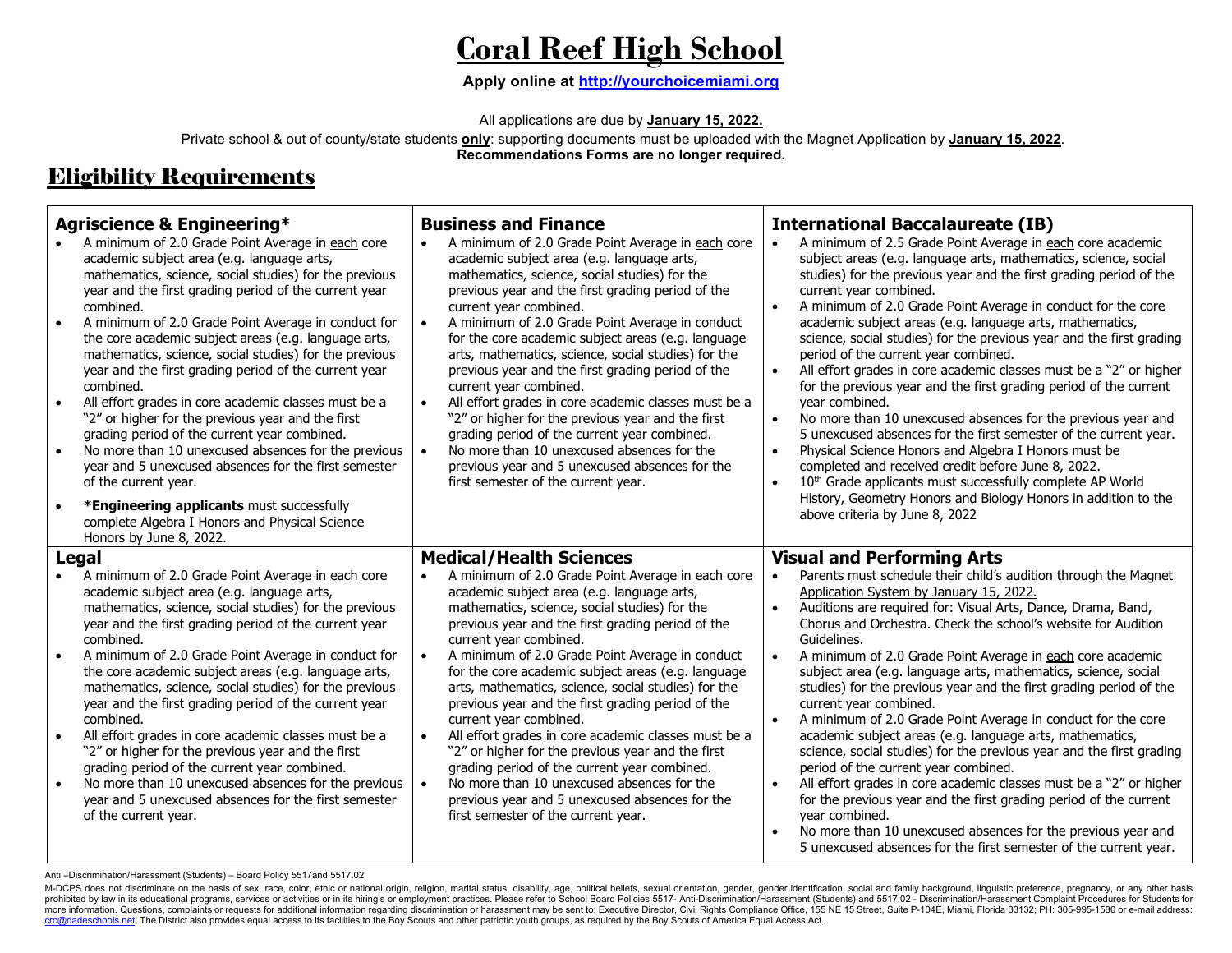# Coral Reef High School

**Apply online at [http://yourchoicemiami.org](http://yourchoicemiami.org)**

All applications are due by **January 15, 2022.**

Private school & out of county/state students **only**: supporting documents must be uploaded with the Magnet Application by **January 15, 2022**.

**Recommendations Forms are no longer required.**

## Eligibility Requirements

### Agriscience & Engineering*

- A minimum of 2.0 Grade Point Average in each core academic subject area (e.g. language arts, mathematics, science, social studies) for the previous year and the first grading period of the current year combined.
- A minimum of 2.0 Grade Point Average in conduct for the core academic subject areas (e.g. language arts, mathematics, science, social studies) for the previous year and the first grading period of the current year combined.
- All effort grades in core academic classes must be a "2" or higher for the previous year and the first grading period of the current year combined.
- No more than 10 unexcused absences for the previous year and 5 unexcused absences for the first semester of the current year.
- ***Engineering applicants** must successfully complete Algebra I Honors and Physical Science Honors by June 8, 2022.

### Business and Finance

- A minimum of 2.0 Grade Point Average in each core academic subject area (e.g. language arts, mathematics, science, social studies) for the previous year and the first grading period of the current year combined.
- A minimum of 2.0 Grade Point Average in conduct for the core academic subject areas (e.g. language arts, mathematics, science, social studies) for the previous year and the first grading period of the current year combined.
- All effort grades in core academic classes must be a "2" or higher for the previous year and the first grading period of the current year combined.
- No more than 10 unexcused absences for the previous year and 5 unexcused absences for the first semester of the current year.

### International Baccalaureate (IB)

- A minimum of 2.5 Grade Point Average in each core academic subject areas (e.g. language arts, mathematics, science, social studies) for the previous year and the first grading period of the current year combined.
- A minimum of 2.0 Grade Point Average in conduct for the core academic subject areas (e.g. language arts, mathematics, science, social studies) for the previous year and the first grading period of the current year combined.
- All effort grades in core academic classes must be a "2" or higher for the previous year and the first grading period of the current year combined.
- No more than 10 unexcused absences for the previous year and 5 unexcused absences for the first semester of the current year.
- Physical Science Honors and Algebra I Honors must be completed and received credit before June 8, 2022.
- 10th Grade applicants must successfully complete AP World History, Geometry Honors and Biology Honors in addition to the above criteria by June 8, 2022

### Legal

- A minimum of 2.0 Grade Point Average in each core academic subject area (e.g. language arts, mathematics, science, social studies) for the previous year and the first grading period of the current year combined.
- A minimum of 2.0 Grade Point Average in conduct for the core academic subject areas (e.g. language arts, mathematics, science, social studies) for the previous year and the first grading period of the current year combined.
- All effort grades in core academic classes must be a "2" or higher for the previous year and the first grading period of the current year combined.
- No more than 10 unexcused absences for the previous year and 5 unexcused absences for the first semester of the current year.

### Medical/Health Sciences

- A minimum of 2.0 Grade Point Average in each core academic subject area (e.g. language arts, mathematics, science, social studies) for the previous year and the first grading period of the current year combined.
- A minimum of 2.0 Grade Point Average in conduct for the core academic subject areas (e.g. language arts, mathematics, science, social studies) for the previous year and the first grading period of the current year combined.
- All effort grades in core academic classes must be a "2" or higher for the previous year and the first grading period of the current year combined.
- No more than 10 unexcused absences for the previous year and 5 unexcused absences for the first semester of the current year.

### Visual and Performing Arts

- Parents must schedule their child's audition through the Magnet Application System by January 15, 2022.
- Auditions are required for: Visual Arts, Dance, Drama, Band, Chorus and Orchestra. Check the school's website for Audition Guidelines.
- A minimum of 2.0 Grade Point Average in each core academic subject area (e.g. language arts, mathematics, science, social studies) for the previous year and the first grading period of the current year combined.
- A minimum of 2.0 Grade Point Average in conduct for the core academic subject areas (e.g. language arts, mathematics, science, social studies) for the previous year and the first grading period of the current year combined.
- All effort grades in core academic classes must be a "2" or higher for the previous year and the first grading period of the current year combined.
- No more than 10 unexcused absences for the previous year and 5 unexcused absences for the first semester of the current year.

Anti –Discrimination/Harassment (Students) – Board Policy 5517and 5517.02

M-DCPS does not discriminate on the basis of sex, race, color, ethic or national origin, religion, marital status, disability, age, political beliefs, sexual orientation, gender, gender identification, social and family background, linguistic preference, pregnancy, or any other basis prohibited by law in its educational programs, services or activities or in its hiring's or employment practices. Please refer to School Board Policies 5517- Anti-Discrimination/Harassment (Students) and 5517.02 - Discrimination/Harassment Complaint Procedures for Students for more information. Questions, complaints or requests for additional information regarding discrimination or harassment may be sent to: Executive Director, Civil Rights Compliance Office, 155 NE 15 Street, Suite P-104E, Miami, Florida 33132; PH: 305-995-1580 or e-mail address: crc@dadeschools.net. The District also provides equal access to its facilities to the Boy Scouts and other patriotic youth groups, as required by the Boy Scouts of America Equal Access Act.